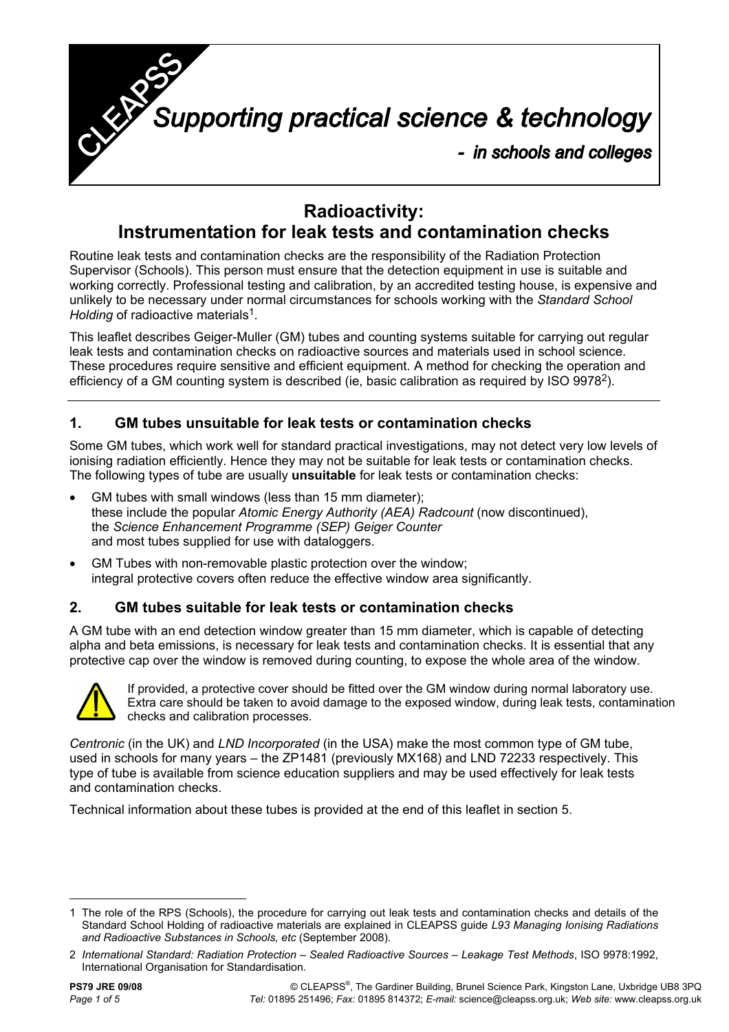CLEAPSS

*Supporting practical science & technology*

*- in schools and colleges*

# Radioactivity: Instrumentation for leak tests and contamination checks

Routine leak tests and contamination checks are the responsibility of the Radiation Protection Supervisor (Schools). This person must ensure that the detection equipment in use is suitable and working correctly. Professional testing and calibration, by an accredited testing house, is expensive and unlikely to be necessary under normal circumstances for schools working with the *Standard School Holding* of radioactive materials[1].

This leaflet describes Geiger-Muller (GM) tubes and counting systems suitable for carrying out regular leak tests and contamination checks on radioactive sources and materials used in school science. These procedures require sensitive and efficient equipment. A method for checking the operation and efficiency of a GM counting system is described (ie, basic calibration as required by ISO 9978[2]).

## 1. GM tubes unsuitable for leak tests or contamination checks

Some GM tubes, which work well for standard practical investigations, may not detect very low levels of ionising radiation efficiently. Hence they may not be suitable for leak tests or contamination checks. The following types of tube are usually **unsuitable** for leak tests or contamination checks:

- GM tubes with small windows (less than 15 mm diameter); these include the popular *Atomic Energy Authority (AEA) Radcount* (now discontinued), the *Science Enhancement Programme (SEP) Geiger Counter* and most tubes supplied for use with dataloggers.
- GM Tubes with non-removable plastic protection over the window; integral protective covers often reduce the effective window area significantly.

## 2. GM tubes suitable for leak tests or contamination checks

A GM tube with an end detection window greater than 15 mm diameter, which is capable of detecting alpha and beta emissions, is necessary for leak tests and contamination checks. It is essential that any protective cap over the window is removed during counting, to expose the whole area of the window.

If provided, a protective cover should be fitted over the GM window during normal laboratory use. Extra care should be taken to avoid damage to the exposed window, during leak tests, contamination checks and calibration processes.

*Centronic* (in the UK) and *LND Incorporated* (in the USA) make the most common type of GM tube, used in schools for many years – the ZP1481 (previously MX168) and LND 72233 respectively. This type of tube is available from science education suppliers and may be used effectively for leak tests and contamination checks.

Technical information about these tubes is provided at the end of this leaflet in section 5.

---

1 The role of the RPS (Schools), the procedure for carrying out leak tests and contamination checks and details of the Standard School Holding of radioactive materials are explained in CLEAPSS guide *L93 Managing Ionising Radiations and Radioactive Substances in Schools, etc* (September 2008).

2 *International Standard: Radiation Protection – Sealed Radioactive Sources – Leakage Test Methods*, ISO 9978:1992, International Organisation for Standardisation.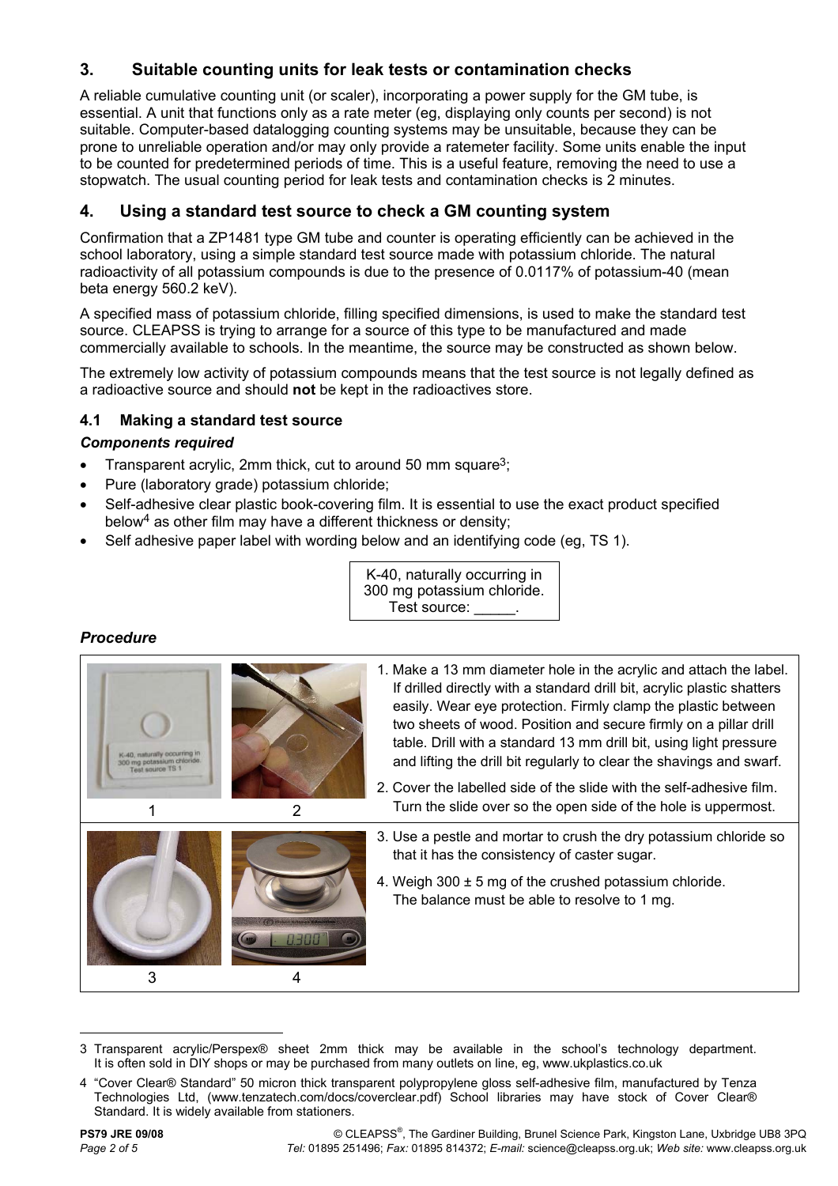## 3. Suitable counting units for leak tests or contamination checks

A reliable cumulative counting unit (or scaler), incorporating a power supply for the GM tube, is essential. A unit that functions only as a rate meter (eg, displaying only counts per second) is not suitable. Computer-based datalogging counting systems may be unsuitable, because they can be prone to unreliable operation and/or may only provide a ratemeter facility. Some units enable the input to be counted for predetermined periods of time. This is a useful feature, removing the need to use a stopwatch. The usual counting period for leak tests and contamination checks is 2 minutes.

## 4. Using a standard test source to check a GM counting system

Confirmation that a ZP1481 type GM tube and counter is operating efficiently can be achieved in the school laboratory, using a simple standard test source made with potassium chloride. The natural radioactivity of all potassium compounds is due to the presence of 0.0117% of potassium-40 (mean beta energy 560.2 keV).

A specified mass of potassium chloride, filling specified dimensions, is used to make the standard test source. CLEAPSS is trying to arrange for a source of this type to be manufactured and made commercially available to schools. In the meantime, the source may be constructed as shown below.

The extremely low activity of potassium compounds means that the test source is not legally defined as a radioactive source and should **not** be kept in the radioactives store.

### 4.1 Making a standard test source

***Components required***

- Transparent acrylic, 2mm thick, cut to around 50 mm square[3];
- Pure (laboratory grade) potassium chloride;
- Self-adhesive clear plastic book-covering film. It is essential to use the exact product specified below[4] as other film may have a different thickness or density;
- Self adhesive paper label with wording below and an identifying code (eg, TS 1).

K-40, naturally occurring in
300 mg potassium chloride.
Test source: _____.

***Procedure***

1. Make a 13 mm diameter hole in the acrylic and attach the label. If drilled directly with a standard drill bit, acrylic plastic shatters easily. Wear eye protection. Firmly clamp the plastic between two sheets of wood. Position and secure firmly on a pillar drill table. Drill with a standard 13 mm drill bit, using light pressure and lifting the drill bit regularly to clear the shavings and swarf.
2. Cover the labelled side of the slide with the self-adhesive film. Turn the slide over so the open side of the hole is uppermost.
3. Use a pestle and mortar to crush the dry potassium chloride so that it has the consistency of caster sugar.
4. Weigh 300 ± 5 mg of the crushed potassium chloride. The balance must be able to resolve to 1 mg.

---

[3] Transparent acrylic/Perspex® sheet 2mm thick may be available in the school's technology department. It is often sold in DIY shops or may be purchased from many outlets on line, eg, www.ukplastics.co.uk

[4] "Cover Clear® Standard" 50 micron thick transparent polypropylene gloss self-adhesive film, manufactured by Tenza Technologies Ltd, (www.tenzatech.com/docs/coverclear.pdf) School libraries may have stock of Cover Clear® Standard. It is widely available from stationers.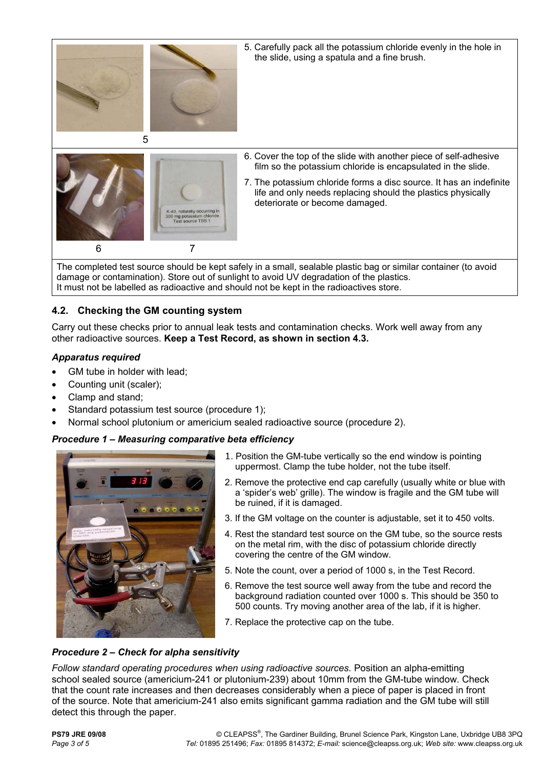5. Carefully pack all the potassium chloride evenly in the hole in the slide, using a spatula and a fine brush.

5

6. Cover the top of the slide with another piece of self-adhesive film so the potassium chloride is encapsulated in the slide.
7. The potassium chloride forms a disc source. It has an indefinite life and only needs replacing should the plastics physically deteriorate or become damaged.

6 7

The completed test source should be kept safely in a small, sealable plastic bag or similar container (to avoid damage or contamination). Store out of sunlight to avoid UV degradation of the plastics.
It must not be labelled as radioactive and should not be kept in the radioactives store.

## 4.2. Checking the GM counting system

Carry out these checks prior to annual leak tests and contamination checks. Work well away from any other radioactive sources. **Keep a Test Record, as shown in section 4.3.**

### *Apparatus required*

- GM tube in holder with lead;
- Counting unit (scaler);
- Clamp and stand;
- Standard potassium test source (procedure 1);
- Normal school plutonium or americium sealed radioactive source (procedure 2).

### *Procedure 1 – Measuring comparative beta efficiency*

1. Position the GM-tube vertically so the end window is pointing uppermost. Clamp the tube holder, not the tube itself.
2. Remove the protective end cap carefully (usually white or blue with a 'spider's web' grille). The window is fragile and the GM tube will be ruined, if it is damaged.
3. If the GM voltage on the counter is adjustable, set it to 450 volts.
4. Rest the standard test source on the GM tube, so the source rests on the metal rim, with the disc of potassium chloride directly covering the centre of the GM window.
5. Note the count, over a period of 1000 s, in the Test Record.
6. Remove the test source well away from the tube and record the background radiation counted over 1000 s. This should be 350 to 500 counts. Try moving another area of the lab, if it is higher.
7. Replace the protective cap on the tube.

### *Procedure 2 – Check for alpha sensitivity*

*Follow standard operating procedures when using radioactive sources.* Position an alpha-emitting school sealed source (americium-241 or plutonium-239) about 10mm from the GM-tube window. Check that the count rate increases and then decreases considerably when a piece of paper is placed in front of the source. Note that americium-241 also emits significant gamma radiation and the GM tube will still detect this through the paper.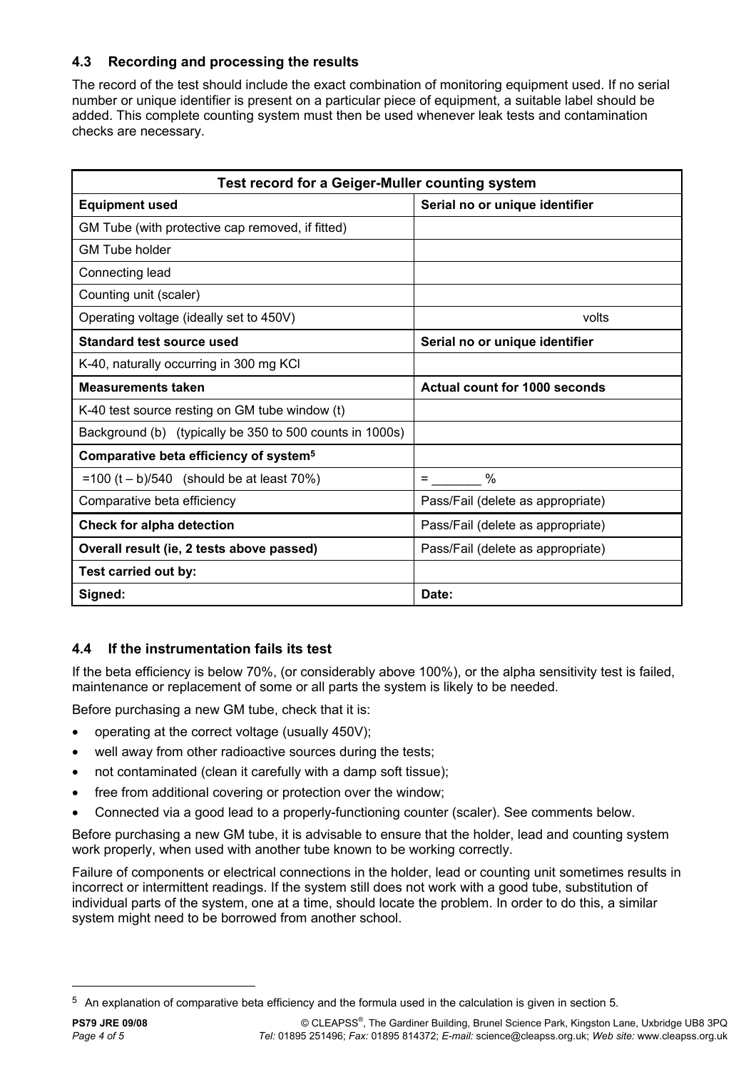### 4.3 Recording and processing the results

The record of the test should include the exact combination of monitoring equipment used. If no serial number or unique identifier is present on a particular piece of equipment, a suitable label should be added. This complete counting system must then be used whenever leak tests and contamination checks are necessary.

| Test record for a Geiger-Muller counting system | |
|---|---|
| **Equipment used** | **Serial no or unique identifier** |
| GM Tube (with protective cap removed, if fitted) | |
| GM Tube holder | |
| Connecting lead | |
| Counting unit (scaler) | |
| Operating voltage (ideally set to 450V) | volts |
| **Standard test source used** | **Serial no or unique identifier** |
| K-40, naturally occurring in 300 mg KCl | |
| **Measurements taken** | **Actual count for 1000 seconds** |
| K-40 test source resting on GM tube window (t) | |
| Background (b) (typically be 350 to 500 counts in 1000s) | |
| **Comparative beta efficiency of system**[5] | |
| $=100\,(t - b)/540$ (should be at least 70%) | = _______ % |
| Comparative beta efficiency | Pass/Fail (delete as appropriate) |
| **Check for alpha detection** | Pass/Fail (delete as appropriate) |
| **Overall result (ie, 2 tests above passed)** | Pass/Fail (delete as appropriate) |
| **Test carried out by:** | |
| **Signed:** | **Date:** |

### 4.4 If the instrumentation fails its test

If the beta efficiency is below 70%, (or considerably above 100%), or the alpha sensitivity test is failed, maintenance or replacement of some or all parts the system is likely to be needed.

Before purchasing a new GM tube, check that it is:

- operating at the correct voltage (usually 450V);
- well away from other radioactive sources during the tests;
- not contaminated (clean it carefully with a damp soft tissue);
- free from additional covering or protection over the window;
- Connected via a good lead to a properly-functioning counter (scaler). See comments below.

Before purchasing a new GM tube, it is advisable to ensure that the holder, lead and counting system work properly, when used with another tube known to be working correctly.

Failure of components or electrical connections in the holder, lead or counting unit sometimes results in incorrect or intermittent readings. If the system still does not work with a good tube, substitution of individual parts of the system, one at a time, should locate the problem. In order to do this, a similar system might need to be borrowed from another school.

[5] An explanation of comparative beta efficiency and the formula used in the calculation is given in section 5.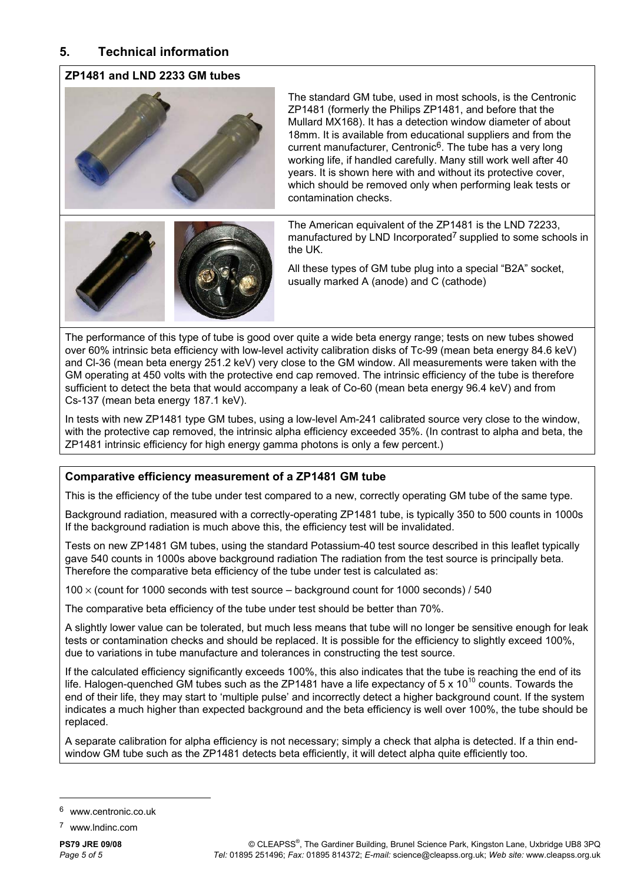## 5. Technical information

### ZP1481 and LND 2233 GM tubes

The standard GM tube, used in most schools, is the Centronic ZP1481 (formerly the Philips ZP1481, and before that the Mullard MX168). It has a detection window diameter of about 18mm. It is available from educational suppliers and from the current manufacturer, Centronic[6]. The tube has a very long working life, if handled carefully. Many still work well after 40 years. It is shown here with and without its protective cover, which should be removed only when performing leak tests or contamination checks.

The American equivalent of the ZP1481 is the LND 72233, manufactured by LND Incorporated[7] supplied to some schools in the UK.

All these types of GM tube plug into a special "B2A" socket, usually marked A (anode) and C (cathode)

The performance of this type of tube is good over quite a wide beta energy range; tests on new tubes showed over 60% intrinsic beta efficiency with low-level activity calibration disks of Tc-99 (mean beta energy 84.6 keV) and Cl-36 (mean beta energy 251.2 keV) very close to the GM window. All measurements were taken with the GM operating at 450 volts with the protective end cap removed. The intrinsic efficiency of the tube is therefore sufficient to detect the beta that would accompany a leak of Co-60 (mean beta energy 96.4 keV) and from Cs-137 (mean beta energy 187.1 keV).

In tests with new ZP1481 type GM tubes, using a low-level Am-241 calibrated source very close to the window, with the protective cap removed, the intrinsic alpha efficiency exceeded 35%. (In contrast to alpha and beta, the ZP1481 intrinsic efficiency for high energy gamma photons is only a few percent.)

### Comparative efficiency measurement of a ZP1481 GM tube

This is the efficiency of the tube under test compared to a new, correctly operating GM tube of the same type.

Background radiation, measured with a correctly-operating ZP1481 tube, is typically 350 to 500 counts in 1000s If the background radiation is much above this, the efficiency test will be invalidated.

Tests on new ZP1481 GM tubes, using the standard Potassium-40 test source described in this leaflet typically gave 540 counts in 1000s above background radiation The radiation from the test source is principally beta. Therefore the comparative beta efficiency of the tube under test is calculated as:

$100 \times$ (count for 1000 seconds with test source – background count for 1000 seconds) / 540

The comparative beta efficiency of the tube under test should be better than 70%.

A slightly lower value can be tolerated, but much less means that tube will no longer be sensitive enough for leak tests or contamination checks and should be replaced. It is possible for the efficiency to slightly exceed 100%, due to variations in tube manufacture and tolerances in constructing the test source.

If the calculated efficiency significantly exceeds 100%, this also indicates that the tube is reaching the end of its life. Halogen-quenched GM tubes such as the ZP1481 have a life expectancy of $5 \times 10^{10}$ counts. Towards the end of their life, they may start to 'multiple pulse' and incorrectly detect a higher background count. If the system indicates a much higher than expected background and the beta efficiency is well over 100%, the tube should be replaced.

A separate calibration for alpha efficiency is not necessary; simply a check that alpha is detected. If a thin end-window GM tube such as the ZP1481 detects beta efficiently, it will detect alpha quite efficiently too.

[6] www.centronic.co.uk

[7] www.lndinc.com